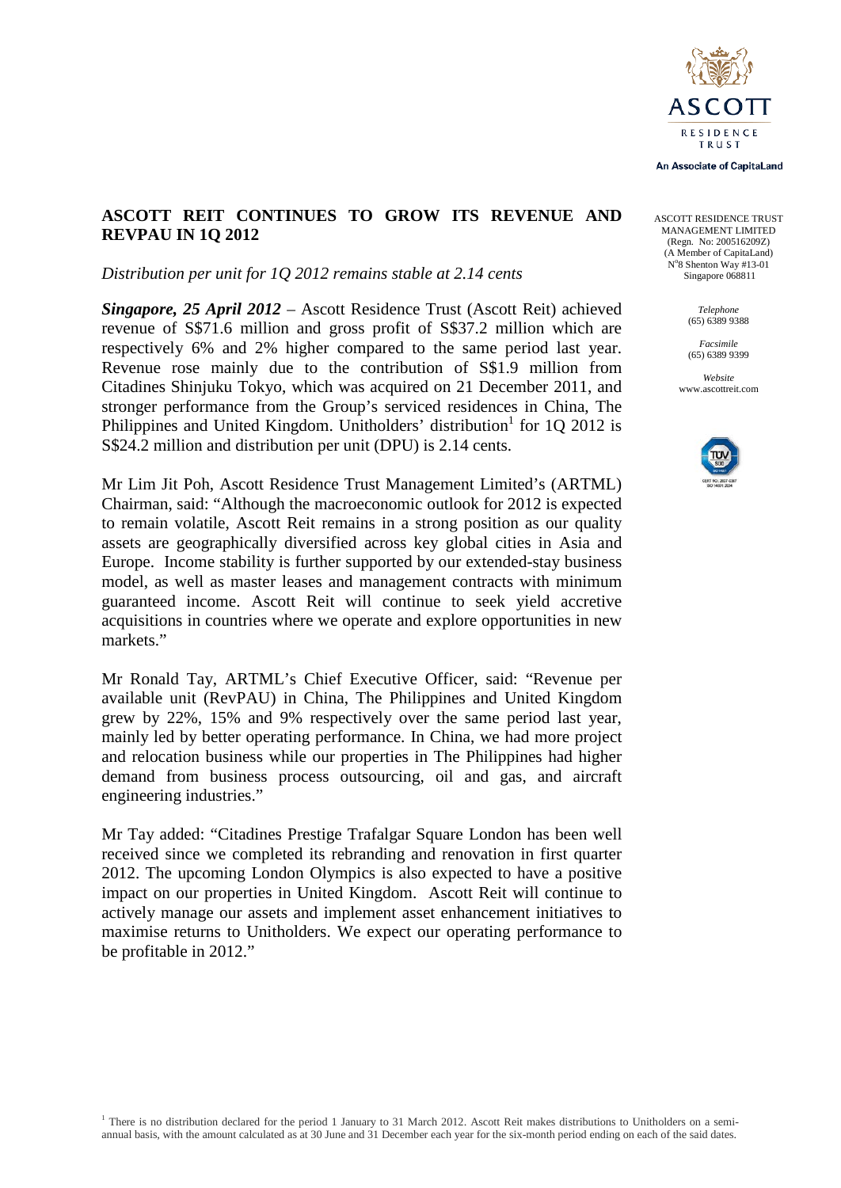ASCOTT RESIDENCE TRUST

An Associate of CapitaLand

ASCOTT RESIDENCE TRUST MANAGEMENT LIMITED
(Regn. No: 200516209Z)
(A Member of CapitaLand)
N°8 Shenton Way #13-01
Singapore 068811

*Telephone*
(65) 6389 9388

*Facsimile*
(65) 6389 9399

*Website*
www.ascottreit.com

# ASCOTT REIT CONTINUES TO GROW ITS REVENUE AND REVPAU IN 1Q 2012

*Distribution per unit for 1Q 2012 remains stable at 2.14 cents*

***Singapore, 25 April 2012*** – Ascott Residence Trust (Ascott Reit) achieved revenue of S$71.6 million and gross profit of S$37.2 million which are respectively 6% and 2% higher compared to the same period last year. Revenue rose mainly due to the contribution of S$1.9 million from Citadines Shinjuku Tokyo, which was acquired on 21 December 2011, and stronger performance from the Group's serviced residences in China, The Philippines and United Kingdom. Unitholders' distribution[1] for 1Q 2012 is S$24.2 million and distribution per unit (DPU) is 2.14 cents.

Mr Lim Jit Poh, Ascott Residence Trust Management Limited's (ARTML) Chairman, said: "Although the macroeconomic outlook for 2012 is expected to remain volatile, Ascott Reit remains in a strong position as our quality assets are geographically diversified across key global cities in Asia and Europe. Income stability is further supported by our extended-stay business model, as well as master leases and management contracts with minimum guaranteed income. Ascott Reit will continue to seek yield accretive acquisitions in countries where we operate and explore opportunities in new markets."

Mr Ronald Tay, ARTML's Chief Executive Officer, said: "Revenue per available unit (RevPAU) in China, The Philippines and United Kingdom grew by 22%, 15% and 9% respectively over the same period last year, mainly led by better operating performance. In China, we had more project and relocation business while our properties in The Philippines had higher demand from business process outsourcing, oil and gas, and aircraft engineering industries."

Mr Tay added: "Citadines Prestige Trafalgar Square London has been well received since we completed its rebranding and renovation in first quarter 2012. The upcoming London Olympics is also expected to have a positive impact on our properties in United Kingdom. Ascott Reit will continue to actively manage our assets and implement asset enhancement initiatives to maximise returns to Unitholders. We expect our operating performance to be profitable in 2012."

[1] There is no distribution declared for the period 1 January to 31 March 2012. Ascott Reit makes distributions to Unitholders on a semi-annual basis, with the amount calculated as at 30 June and 31 December each year for the six-month period ending on each of the said dates.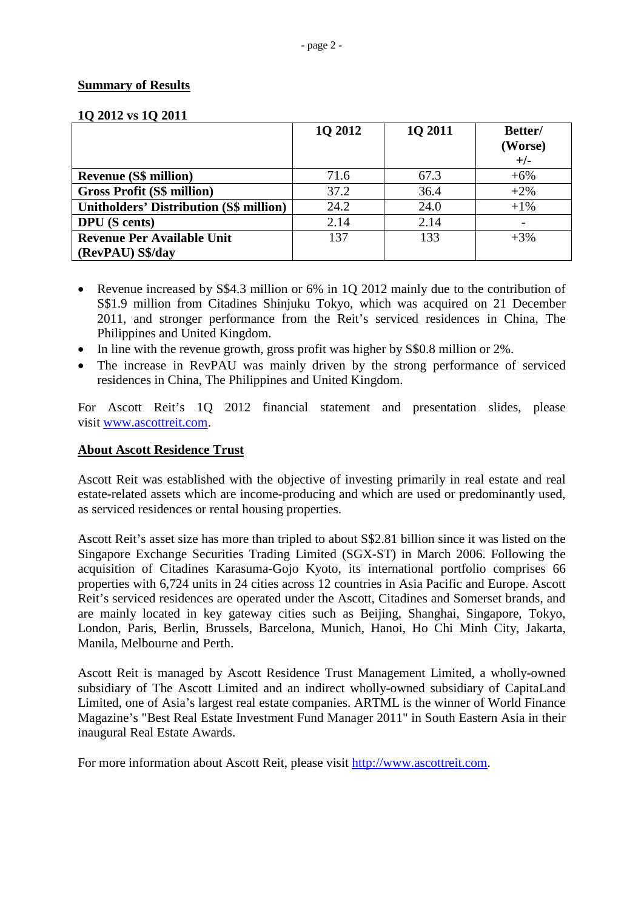## Summary of Results

**1Q 2012 vs 1Q 2011**

| | 1Q 2012 | 1Q 2011 | Better/ (Worse) +/- |
|---|---|---|---|
| **Revenue (S$ million)** | 71.6 | 67.3 | +6% |
| **Gross Profit (S$ million)** | 37.2 | 36.4 | +2% |
| **Unitholders' Distribution (S$ million)** | 24.2 | 24.0 | +1% |
| **DPU (S cents)** | 2.14 | 2.14 | - |
| **Revenue Per Available Unit (RevPAU) S$/day** | 137 | 133 | +3% |

- Revenue increased by S$4.3 million or 6% in 1Q 2012 mainly due to the contribution of S$1.9 million from Citadines Shinjuku Tokyo, which was acquired on 21 December 2011, and stronger performance from the Reit's serviced residences in China, The Philippines and United Kingdom.
- In line with the revenue growth, gross profit was higher by S$0.8 million or 2%.
- The increase in RevPAU was mainly driven by the strong performance of serviced residences in China, The Philippines and United Kingdom.

For Ascott Reit's 1Q 2012 financial statement and presentation slides, please visit www.ascottreit.com.

## About Ascott Residence Trust

Ascott Reit was established with the objective of investing primarily in real estate and real estate-related assets which are income-producing and which are used or predominantly used, as serviced residences or rental housing properties.

Ascott Reit's asset size has more than tripled to about S$2.81 billion since it was listed on the Singapore Exchange Securities Trading Limited (SGX-ST) in March 2006. Following the acquisition of Citadines Karasuma-Gojo Kyoto, its international portfolio comprises 66 properties with 6,724 units in 24 cities across 12 countries in Asia Pacific and Europe. Ascott Reit's serviced residences are operated under the Ascott, Citadines and Somerset brands, and are mainly located in key gateway cities such as Beijing, Shanghai, Singapore, Tokyo, London, Paris, Berlin, Brussels, Barcelona, Munich, Hanoi, Ho Chi Minh City, Jakarta, Manila, Melbourne and Perth.

Ascott Reit is managed by Ascott Residence Trust Management Limited, a wholly-owned subsidiary of The Ascott Limited and an indirect wholly-owned subsidiary of CapitaLand Limited, one of Asia's largest real estate companies. ARTML is the winner of World Finance Magazine's "Best Real Estate Investment Fund Manager 2011" in South Eastern Asia in their inaugural Real Estate Awards.

For more information about Ascott Reit, please visit http://www.ascottreit.com.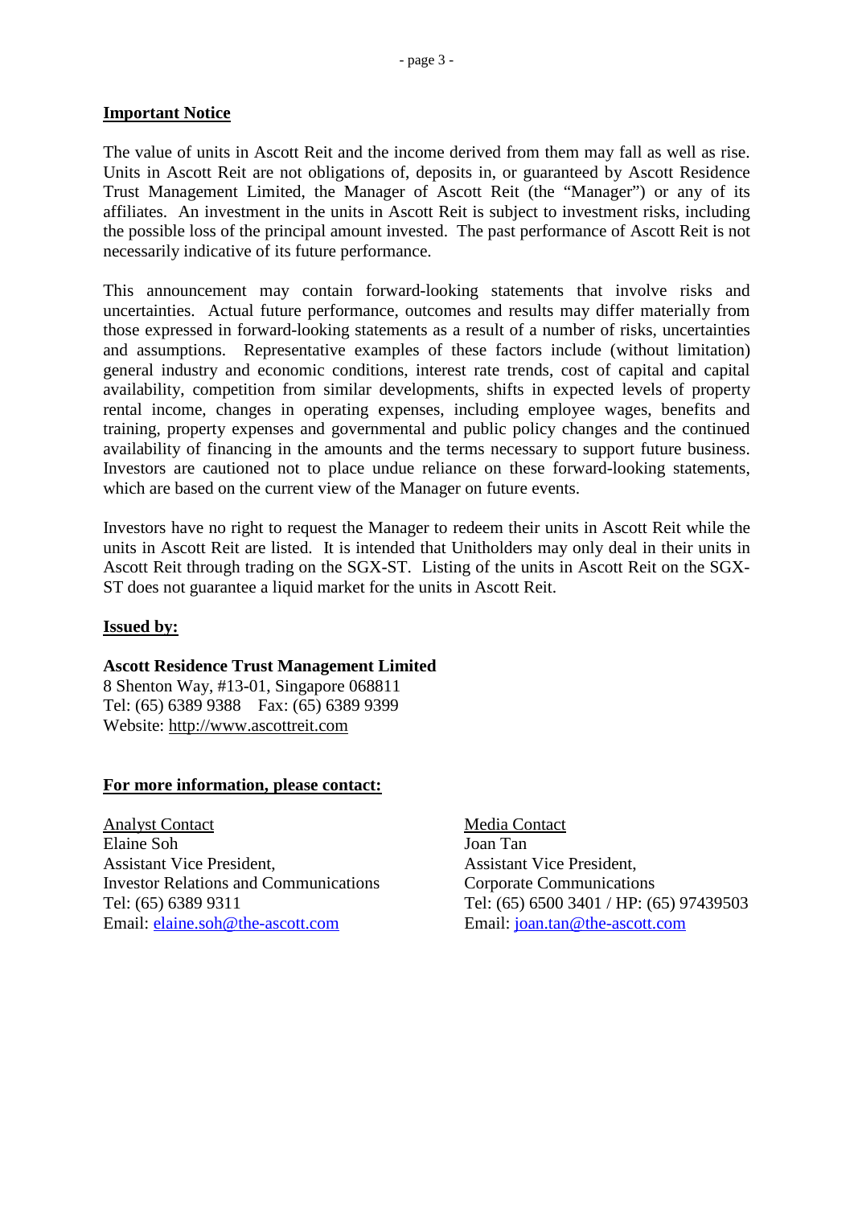**Important Notice**

The value of units in Ascott Reit and the income derived from them may fall as well as rise. Units in Ascott Reit are not obligations of, deposits in, or guaranteed by Ascott Residence Trust Management Limited, the Manager of Ascott Reit (the "Manager") or any of its affiliates. An investment in the units in Ascott Reit is subject to investment risks, including the possible loss of the principal amount invested. The past performance of Ascott Reit is not necessarily indicative of its future performance.

This announcement may contain forward-looking statements that involve risks and uncertainties. Actual future performance, outcomes and results may differ materially from those expressed in forward-looking statements as a result of a number of risks, uncertainties and assumptions. Representative examples of these factors include (without limitation) general industry and economic conditions, interest rate trends, cost of capital and capital availability, competition from similar developments, shifts in expected levels of property rental income, changes in operating expenses, including employee wages, benefits and training, property expenses and governmental and public policy changes and the continued availability of financing in the amounts and the terms necessary to support future business. Investors are cautioned not to place undue reliance on these forward-looking statements, which are based on the current view of the Manager on future events.

Investors have no right to request the Manager to redeem their units in Ascott Reit while the units in Ascott Reit are listed. It is intended that Unitholders may only deal in their units in Ascott Reit through trading on the SGX-ST. Listing of the units in Ascott Reit on the SGX-ST does not guarantee a liquid market for the units in Ascott Reit.

**Issued by:**

**Ascott Residence Trust Management Limited**
8 Shenton Way, #13-01, Singapore 068811
Tel: (65) 6389 9388 Fax: (65) 6389 9399
Website: http://www.ascottreit.com

**For more information, please contact:**

Analyst Contact
Elaine Soh
Assistant Vice President,
Investor Relations and Communications
Tel: (65) 6389 9311
Email: elaine.soh@the-ascott.com

Media Contact
Joan Tan
Assistant Vice President,
Corporate Communications
Tel: (65) 6500 3401 / HP: (65) 97439503
Email: joan.tan@the-ascott.com